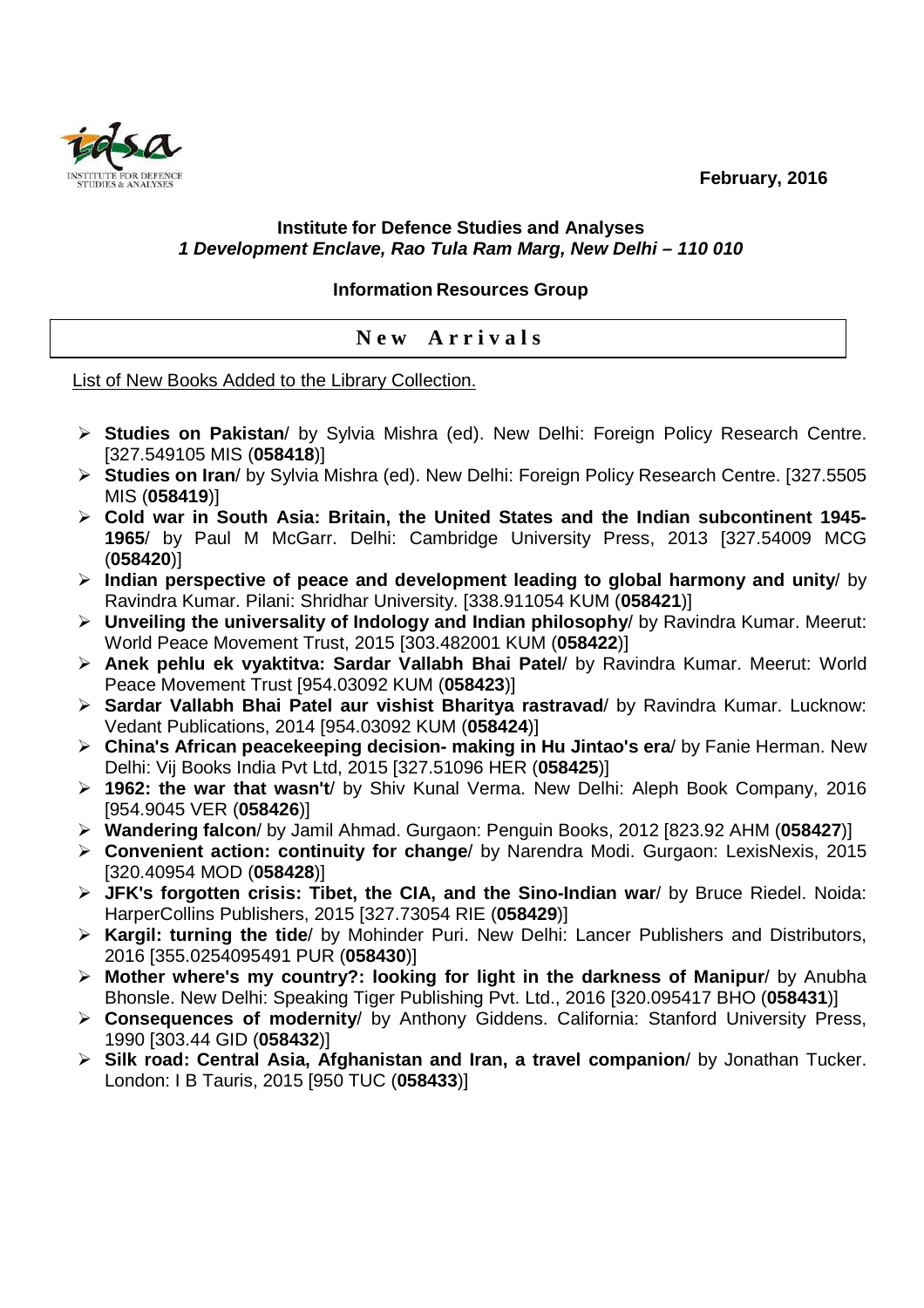February, 2016

**Institute for Defence Studies and Analyses**
***1 Development Enclave, Rao Tula Ram Marg, New Delhi – 110 010***

**Information Resources Group**

## New Arrivals

List of New Books Added to the Library Collection.

- **Studies on Pakistan**/ by Sylvia Mishra (ed). New Delhi: Foreign Policy Research Centre. [327.549105 MIS (**058418**)]
- **Studies on Iran**/ by Sylvia Mishra (ed). New Delhi: Foreign Policy Research Centre. [327.5505 MIS (**058419**)]
- **Cold war in South Asia: Britain, the United States and the Indian subcontinent 1945-1965**/ by Paul M McGarr. Delhi: Cambridge University Press, 2013 [327.54009 MCG (**058420**)]
- **Indian perspective of peace and development leading to global harmony and unity**/ by Ravindra Kumar. Pilani: Shridhar University. [338.911054 KUM (**058421**)]
- **Unveiling the universality of Indology and Indian philosophy**/ by Ravindra Kumar. Meerut: World Peace Movement Trust, 2015 [303.482001 KUM (**058422**)]
- **Anek pehlu ek vyaktitva: Sardar Vallabh Bhai Patel**/ by Ravindra Kumar. Meerut: World Peace Movement Trust [954.03092 KUM (**058423**)]
- **Sardar Vallabh Bhai Patel aur vishist Bharitya rastravad**/ by Ravindra Kumar. Lucknow: Vedant Publications, 2014 [954.03092 KUM (**058424**)]
- **China's African peacekeeping decision- making in Hu Jintao's era**/ by Fanie Herman. New Delhi: Vij Books India Pvt Ltd, 2015 [327.51096 HER (**058425**)]
- **1962: the war that wasn't**/ by Shiv Kunal Verma. New Delhi: Aleph Book Company, 2016 [954.9045 VER (**058426**)]
- **Wandering falcon**/ by Jamil Ahmad. Gurgaon: Penguin Books, 2012 [823.92 AHM (**058427**)]
- **Convenient action: continuity for change**/ by Narendra Modi. Gurgaon: LexisNexis, 2015 [320.40954 MOD (**058428**)]
- **JFK's forgotten crisis: Tibet, the CIA, and the Sino-Indian war**/ by Bruce Riedel. Noida: HarperCollins Publishers, 2015 [327.73054 RIE (**058429**)]
- **Kargil: turning the tide**/ by Mohinder Puri. New Delhi: Lancer Publishers and Distributors, 2016 [355.0254095491 PUR (**058430**)]
- **Mother where's my country?: looking for light in the darkness of Manipur**/ by Anubha Bhonsle. New Delhi: Speaking Tiger Publishing Pvt. Ltd., 2016 [320.095417 BHO (**058431**)]
- **Consequences of modernity**/ by Anthony Giddens. California: Stanford University Press, 1990 [303.44 GID (**058432**)]
- **Silk road: Central Asia, Afghanistan and Iran, a travel companion**/ by Jonathan Tucker. London: I B Tauris, 2015 [950 TUC (**058433**)]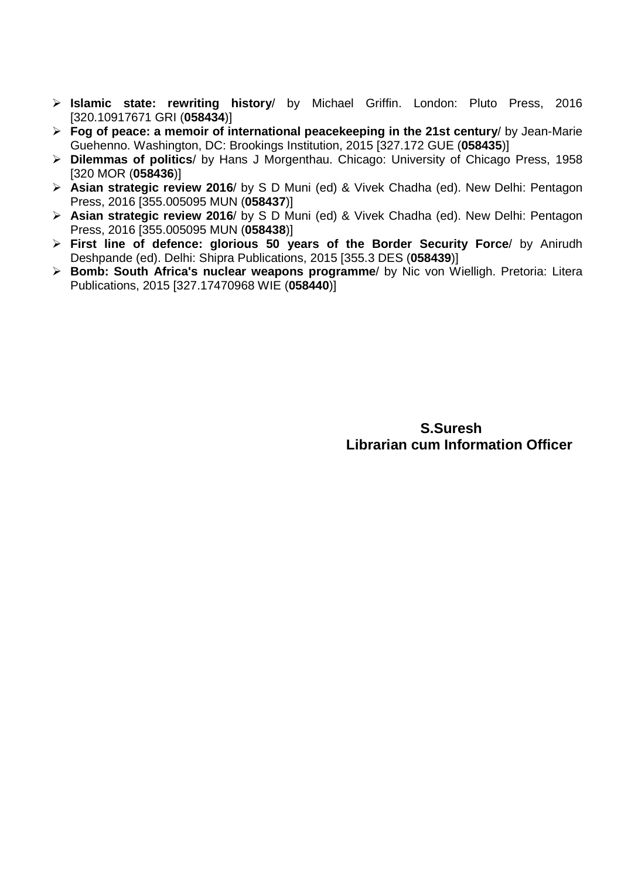- **Islamic state: rewriting history**/ by Michael Griffin. London: Pluto Press, 2016 [320.10917671 GRI (**058434**)]
- **Fog of peace: a memoir of international peacekeeping in the 21st century**/ by Jean-Marie Guehenno. Washington, DC: Brookings Institution, 2015 [327.172 GUE (**058435**)]
- **Dilemmas of politics**/ by Hans J Morgenthau. Chicago: University of Chicago Press, 1958 [320 MOR (**058436**)]
- **Asian strategic review 2016**/ by S D Muni (ed) & Vivek Chadha (ed). New Delhi: Pentagon Press, 2016 [355.005095 MUN (**058437**)]
- **Asian strategic review 2016**/ by S D Muni (ed) & Vivek Chadha (ed). New Delhi: Pentagon Press, 2016 [355.005095 MUN (**058438**)]
- **First line of defence: glorious 50 years of the Border Security Force**/ by Anirudh Deshpande (ed). Delhi: Shipra Publications, 2015 [355.3 DES (**058439**)]
- **Bomb: South Africa's nuclear weapons programme**/ by Nic von Wielligh. Pretoria: Litera Publications, 2015 [327.17470968 WIE (**058440**)]

**S.Suresh**
**Librarian cum Information Officer**